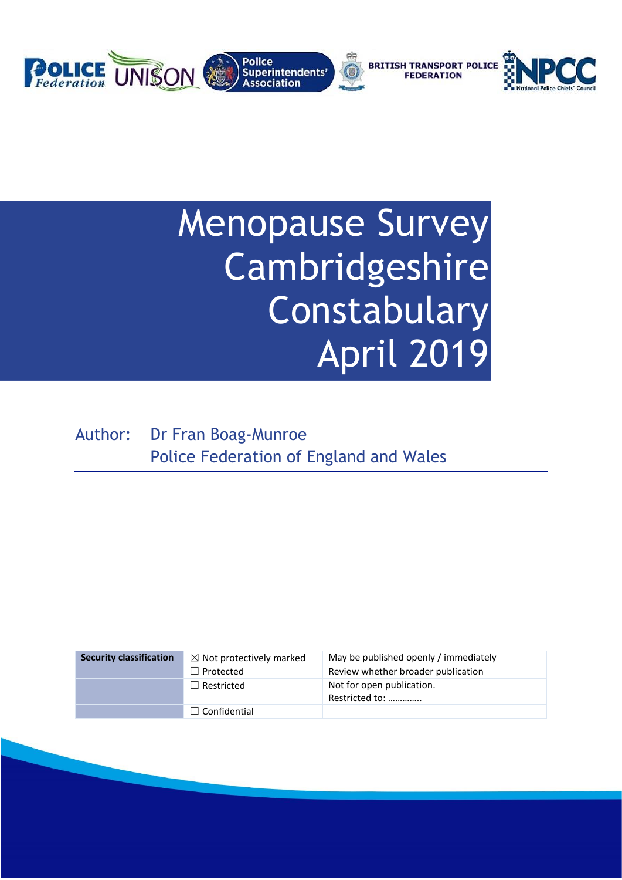# Menopause Survey Cambridgeshire Constabulary April 2019

Author: Dr Fran Boag-Munroe
Police Federation of England and Wales

| Security classification | ☒ Not protectively marked | May be published openly / immediately |
|---|---|---|
| | ☐ Protected | Review whether broader publication |
| | ☐ Restricted | Not for open publication. Restricted to: ………….. |
| | ☐ Confidential | |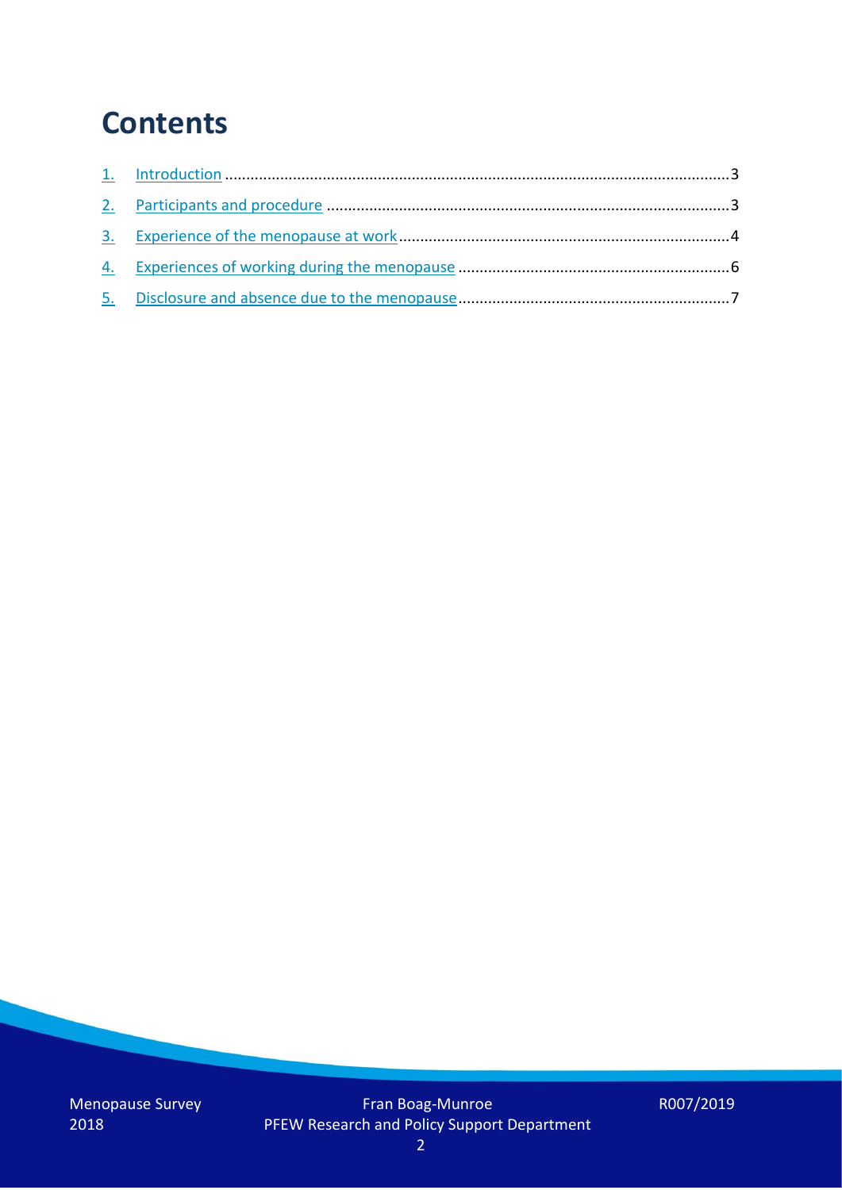# Contents

1. Introduction ........................................................................................................................3
2. Participants and procedure ..............................................................................................3
3. Experience of the menopause at work ..............................................................................4
4. Experiences of working during the menopause ................................................................6
5. Disclosure and absence due to the menopause ................................................................7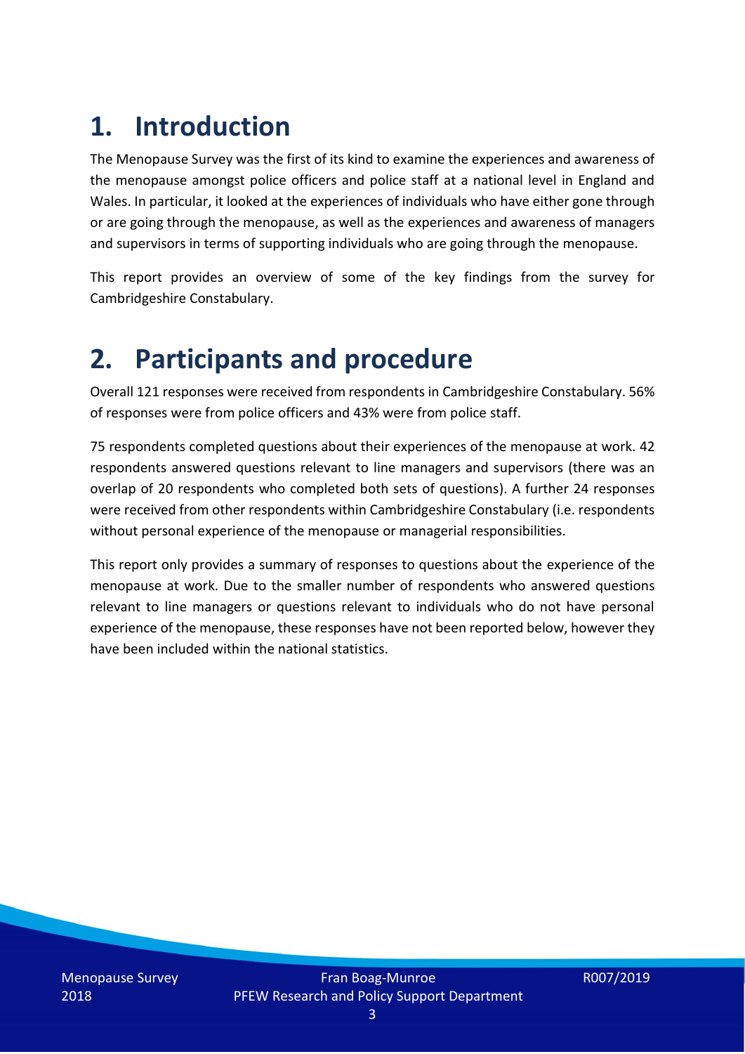# 1. Introduction

The Menopause Survey was the first of its kind to examine the experiences and awareness of the menopause amongst police officers and police staff at a national level in England and Wales. In particular, it looked at the experiences of individuals who have either gone through or are going through the menopause, as well as the experiences and awareness of managers and supervisors in terms of supporting individuals who are going through the menopause.

This report provides an overview of some of the key findings from the survey for Cambridgeshire Constabulary.

# 2. Participants and procedure

Overall 121 responses were received from respondents in Cambridgeshire Constabulary. 56% of responses were from police officers and 43% were from police staff.

75 respondents completed questions about their experiences of the menopause at work. 42 respondents answered questions relevant to line managers and supervisors (there was an overlap of 20 respondents who completed both sets of questions). A further 24 responses were received from other respondents within Cambridgeshire Constabulary (i.e. respondents without personal experience of the menopause or managerial responsibilities.

This report only provides a summary of responses to questions about the experience of the menopause at work. Due to the smaller number of respondents who answered questions relevant to line managers or questions relevant to individuals who do not have personal experience of the menopause, these responses have not been reported below, however they have been included within the national statistics.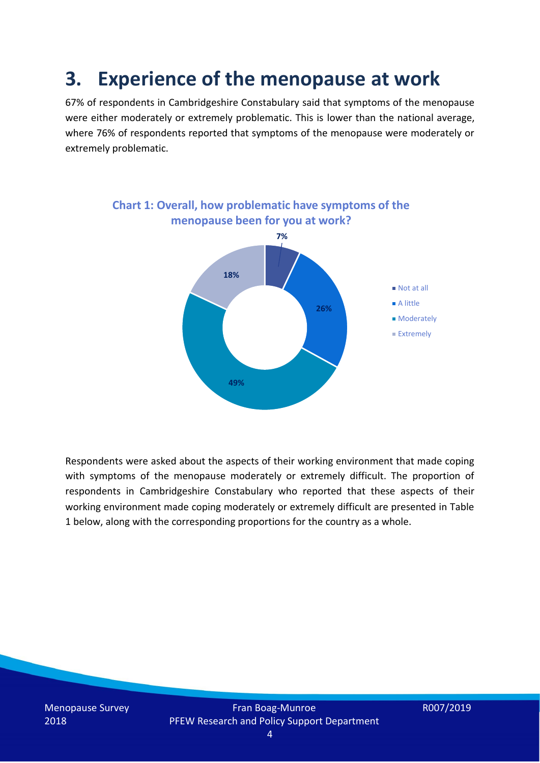# 3. Experience of the menopause at work

67% of respondents in Cambridgeshire Constabulary said that symptoms of the menopause were either moderately or extremely problematic. This is lower than the national average, where 76% of respondents reported that symptoms of the menopause were moderately or extremely problematic.

**Chart 1: Overall, how problematic have symptoms of the menopause been for you at work?**

| Response | Percentage |
| --- | --- |
| Not at all | 7% |
| A little | 26% |
| Moderately | 49% |
| Extremely | 18% |

Respondents were asked about the aspects of their working environment that made coping with symptoms of the menopause moderately or extremely difficult. The proportion of respondents in Cambridgeshire Constabulary who reported that these aspects of their working environment made coping moderately or extremely difficult are presented in Table 1 below, along with the corresponding proportions for the country as a whole.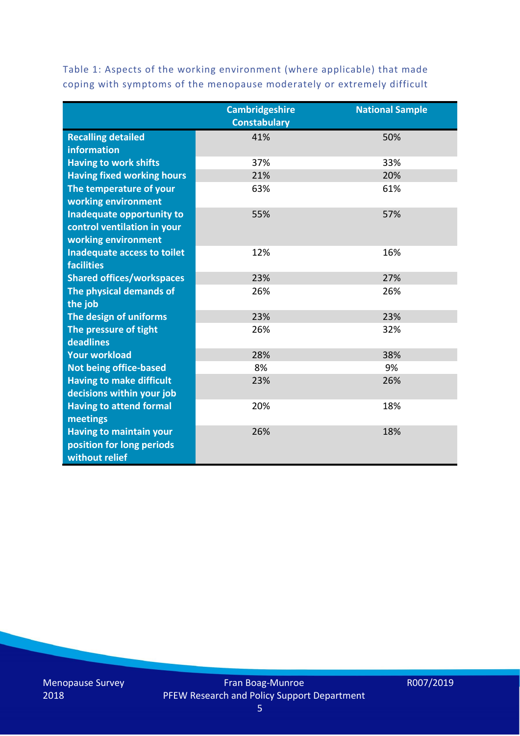Table 1: Aspects of the working environment (where applicable) that made coping with symptoms of the menopause moderately or extremely difficult

| | Cambridgeshire Constabulary | National Sample |
|---|---|---|
| **Recalling detailed information** | 41% | 50% |
| **Having to work shifts** | 37% | 33% |
| **Having fixed working hours** | 21% | 20% |
| **The temperature of your working environment** | 63% | 61% |
| **Inadequate opportunity to control ventilation in your working environment** | 55% | 57% |
| **Inadequate access to toilet facilities** | 12% | 16% |
| **Shared offices/workspaces** | 23% | 27% |
| **The physical demands of the job** | 26% | 26% |
| **The design of uniforms** | 23% | 23% |
| **The pressure of tight deadlines** | 26% | 32% |
| **Your workload** | 28% | 38% |
| **Not being office-based** | 8% | 9% |
| **Having to make difficult decisions within your job** | 23% | 26% |
| **Having to attend formal meetings** | 20% | 18% |
| **Having to maintain your position for long periods without relief** | 26% | 18% |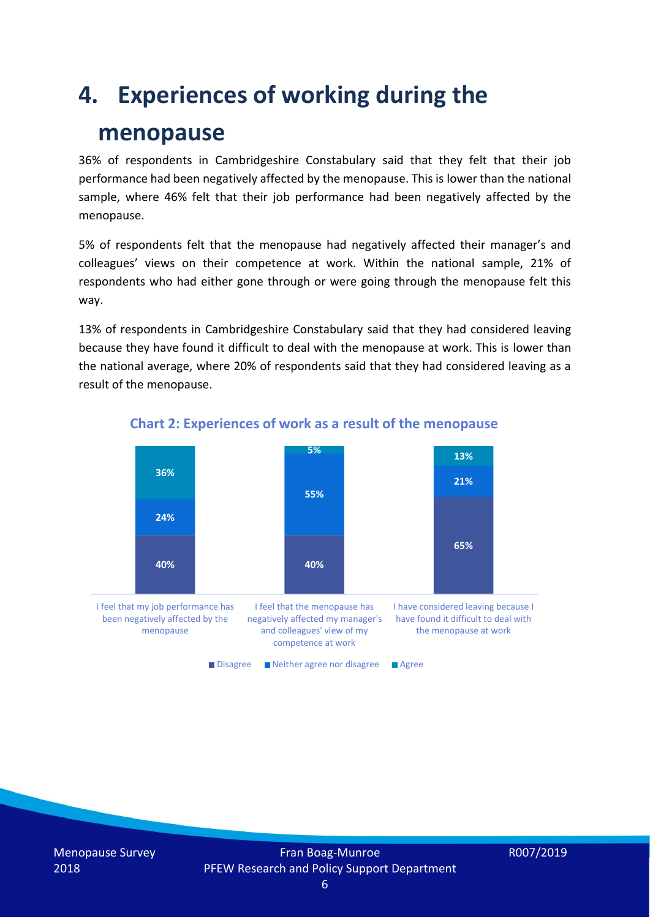# 4. Experiences of working during the menopause

36% of respondents in Cambridgeshire Constabulary said that they felt that their job performance had been negatively affected by the menopause. This is lower than the national sample, where 46% felt that their job performance had been negatively affected by the menopause.

5% of respondents felt that the menopause had negatively affected their manager's and colleagues' views on their competence at work. Within the national sample, 21% of respondents who had either gone through or were going through the menopause felt this way.

13% of respondents in Cambridgeshire Constabulary said that they had considered leaving because they have found it difficult to deal with the menopause at work. This is lower than the national average, where 20% of respondents said that they had considered leaving as a result of the menopause.

**Chart 2: Experiences of work as a result of the menopause**

| | Disagree | Neither agree nor disagree | Agree |
|---|---|---|---|
| I feel that my job performance has been negatively affected by the menopause | 40% | 24% | 36% |
| I feel that the menopause has negatively affected my manager's and colleagues' view of my competence at work | 40% | 55% | 5% |
| I have considered leaving because I have found it difficult to deal with the menopause at work | 65% | 21% | 13% |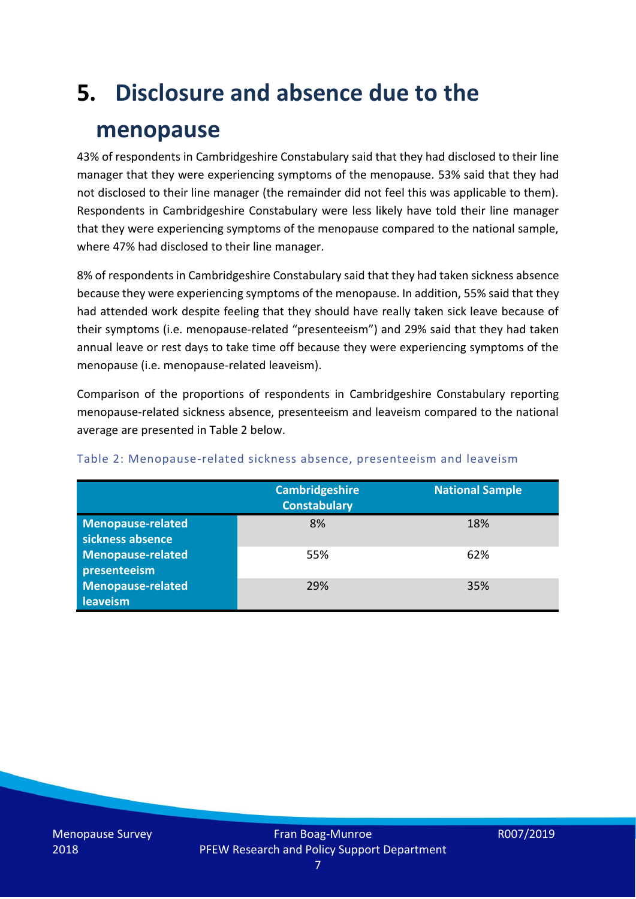# 5. Disclosure and absence due to the menopause

43% of respondents in Cambridgeshire Constabulary said that they had disclosed to their line manager that they were experiencing symptoms of the menopause. 53% said that they had not disclosed to their line manager (the remainder did not feel this was applicable to them). Respondents in Cambridgeshire Constabulary were less likely have told their line manager that they were experiencing symptoms of the menopause compared to the national sample, where 47% had disclosed to their line manager.

8% of respondents in Cambridgeshire Constabulary said that they had taken sickness absence because they were experiencing symptoms of the menopause. In addition, 55% said that they had attended work despite feeling that they should have really taken sick leave because of their symptoms (i.e. menopause-related "presenteeism") and 29% said that they had taken annual leave or rest days to take time off because they were experiencing symptoms of the menopause (i.e. menopause-related leaveism).

Comparison of the proportions of respondents in Cambridgeshire Constabulary reporting menopause-related sickness absence, presenteeism and leaveism compared to the national average are presented in Table 2 below.

Table 2: Menopause-related sickness absence, presenteeism and leaveism

| | Cambridgeshire Constabulary | National Sample |
|---|---|---|
| **Menopause-related sickness absence** | 8% | 18% |
| **Menopause-related presenteeism** | 55% | 62% |
| **Menopause-related leaveism** | 29% | 35% |